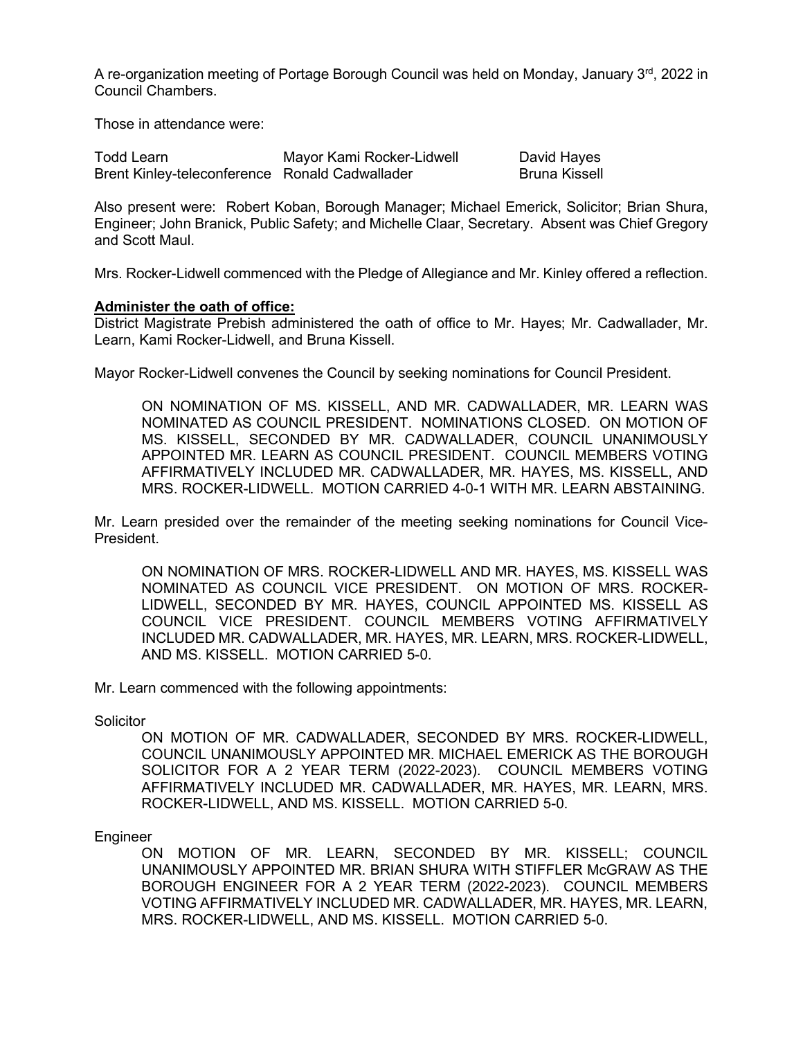A re-organization meeting of Portage Borough Council was held on Monday, January 3rd, 2022 in Council Chambers.

Those in attendance were:

| | | |
|---|---|---|
| Todd Learn | Mayor Kami Rocker-Lidwell | David Hayes |
| Brent Kinley-teleconference | Ronald Cadwallader | Bruna Kissell |

Also present were: Robert Koban, Borough Manager; Michael Emerick, Solicitor; Brian Shura, Engineer; John Branick, Public Safety; and Michelle Claar, Secretary. Absent was Chief Gregory and Scott Maul.

Mrs. Rocker-Lidwell commenced with the Pledge of Allegiance and Mr. Kinley offered a reflection.

**Administer the oath of office:**

District Magistrate Prebish administered the oath of office to Mr. Hayes; Mr. Cadwallader, Mr. Learn, Kami Rocker-Lidwell, and Bruna Kissell.

Mayor Rocker-Lidwell convenes the Council by seeking nominations for Council President.

> ON NOMINATION OF MS. KISSELL, AND MR. CADWALLADER, MR. LEARN WAS NOMINATED AS COUNCIL PRESIDENT. NOMINATIONS CLOSED. ON MOTION OF MS. KISSELL, SECONDED BY MR. CADWALLADER, COUNCIL UNANIMOUSLY APPOINTED MR. LEARN AS COUNCIL PRESIDENT. COUNCIL MEMBERS VOTING AFFIRMATIVELY INCLUDED MR. CADWALLADER, MR. HAYES, MS. KISSELL, AND MRS. ROCKER-LIDWELL. MOTION CARRIED 4-0-1 WITH MR. LEARN ABSTAINING.

Mr. Learn presided over the remainder of the meeting seeking nominations for Council Vice-President.

> ON NOMINATION OF MRS. ROCKER-LIDWELL AND MR. HAYES, MS. KISSELL WAS NOMINATED AS COUNCIL VICE PRESIDENT. ON MOTION OF MRS. ROCKER-LIDWELL, SECONDED BY MR. HAYES, COUNCIL APPOINTED MS. KISSELL AS COUNCIL VICE PRESIDENT. COUNCIL MEMBERS VOTING AFFIRMATIVELY INCLUDED MR. CADWALLADER, MR. HAYES, MR. LEARN, MRS. ROCKER-LIDWELL, AND MS. KISSELL. MOTION CARRIED 5-0.

Mr. Learn commenced with the following appointments:

Solicitor

> ON MOTION OF MR. CADWALLADER, SECONDED BY MRS. ROCKER-LIDWELL, COUNCIL UNANIMOUSLY APPOINTED MR. MICHAEL EMERICK AS THE BOROUGH SOLICITOR FOR A 2 YEAR TERM (2022-2023). COUNCIL MEMBERS VOTING AFFIRMATIVELY INCLUDED MR. CADWALLADER, MR. HAYES, MR. LEARN, MRS. ROCKER-LIDWELL, AND MS. KISSELL. MOTION CARRIED 5-0.

Engineer

> ON MOTION OF MR. LEARN, SECONDED BY MR. KISSELL; COUNCIL UNANIMOUSLY APPOINTED MR. BRIAN SHURA WITH STIFFLER McGRAW AS THE BOROUGH ENGINEER FOR A 2 YEAR TERM (2022-2023). COUNCIL MEMBERS VOTING AFFIRMATIVELY INCLUDED MR. CADWALLADER, MR. HAYES, MR. LEARN, MRS. ROCKER-LIDWELL, AND MS. KISSELL. MOTION CARRIED 5-0.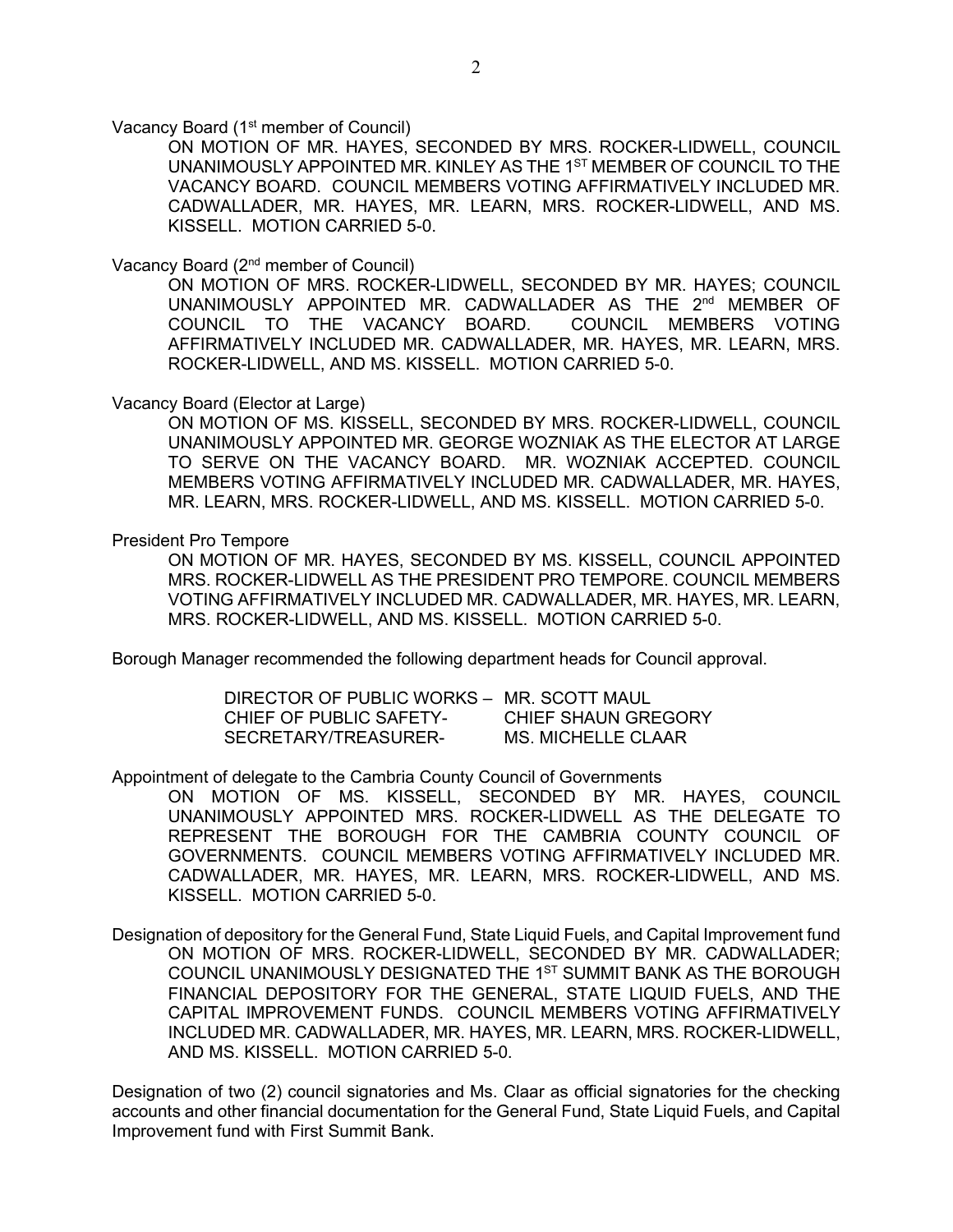Vacancy Board (1st member of Council)

ON MOTION OF MR. HAYES, SECONDED BY MRS. ROCKER-LIDWELL, COUNCIL UNANIMOUSLY APPOINTED MR. KINLEY AS THE 1ST MEMBER OF COUNCIL TO THE VACANCY BOARD. COUNCIL MEMBERS VOTING AFFIRMATIVELY INCLUDED MR. CADWALLADER, MR. HAYES, MR. LEARN, MRS. ROCKER-LIDWELL, AND MS. KISSELL. MOTION CARRIED 5-0.

Vacancy Board (2nd member of Council)

ON MOTION OF MRS. ROCKER-LIDWELL, SECONDED BY MR. HAYES; COUNCIL UNANIMOUSLY APPOINTED MR. CADWALLADER AS THE 2nd MEMBER OF COUNCIL TO THE VACANCY BOARD. COUNCIL MEMBERS VOTING AFFIRMATIVELY INCLUDED MR. CADWALLADER, MR. HAYES, MR. LEARN, MRS. ROCKER-LIDWELL, AND MS. KISSELL. MOTION CARRIED 5-0.

Vacancy Board (Elector at Large)

ON MOTION OF MS. KISSELL, SECONDED BY MRS. ROCKER-LIDWELL, COUNCIL UNANIMOUSLY APPOINTED MR. GEORGE WOZNIAK AS THE ELECTOR AT LARGE TO SERVE ON THE VACANCY BOARD. MR. WOZNIAK ACCEPTED. COUNCIL MEMBERS VOTING AFFIRMATIVELY INCLUDED MR. CADWALLADER, MR. HAYES, MR. LEARN, MRS. ROCKER-LIDWELL, AND MS. KISSELL. MOTION CARRIED 5-0.

President Pro Tempore

ON MOTION OF MR. HAYES, SECONDED BY MS. KISSELL, COUNCIL APPOINTED MRS. ROCKER-LIDWELL AS THE PRESIDENT PRO TEMPORE. COUNCIL MEMBERS VOTING AFFIRMATIVELY INCLUDED MR. CADWALLADER, MR. HAYES, MR. LEARN, MRS. ROCKER-LIDWELL, AND MS. KISSELL. MOTION CARRIED 5-0.

Borough Manager recommended the following department heads for Council approval.

DIRECTOR OF PUBLIC WORKS – MR. SCOTT MAUL
CHIEF OF PUBLIC SAFETY- CHIEF SHAUN GREGORY
SECRETARY/TREASURER- MS. MICHELLE CLAAR

Appointment of delegate to the Cambria County Council of Governments

ON MOTION OF MS. KISSELL, SECONDED BY MR. HAYES, COUNCIL UNANIMOUSLY APPOINTED MRS. ROCKER-LIDWELL AS THE DELEGATE TO REPRESENT THE BOROUGH FOR THE CAMBRIA COUNTY COUNCIL OF GOVERNMENTS. COUNCIL MEMBERS VOTING AFFIRMATIVELY INCLUDED MR. CADWALLADER, MR. HAYES, MR. LEARN, MRS. ROCKER-LIDWELL, AND MS. KISSELL. MOTION CARRIED 5-0.

Designation of depository for the General Fund, State Liquid Fuels, and Capital Improvement fund

ON MOTION OF MRS. ROCKER-LIDWELL, SECONDED BY MR. CADWALLADER; COUNCIL UNANIMOUSLY DESIGNATED THE 1ST SUMMIT BANK AS THE BOROUGH FINANCIAL DEPOSITORY FOR THE GENERAL, STATE LIQUID FUELS, AND THE CAPITAL IMPROVEMENT FUNDS. COUNCIL MEMBERS VOTING AFFIRMATIVELY INCLUDED MR. CADWALLADER, MR. HAYES, MR. LEARN, MRS. ROCKER-LIDWELL, AND MS. KISSELL. MOTION CARRIED 5-0.

Designation of two (2) council signatories and Ms. Claar as official signatories for the checking accounts and other financial documentation for the General Fund, State Liquid Fuels, and Capital Improvement fund with First Summit Bank.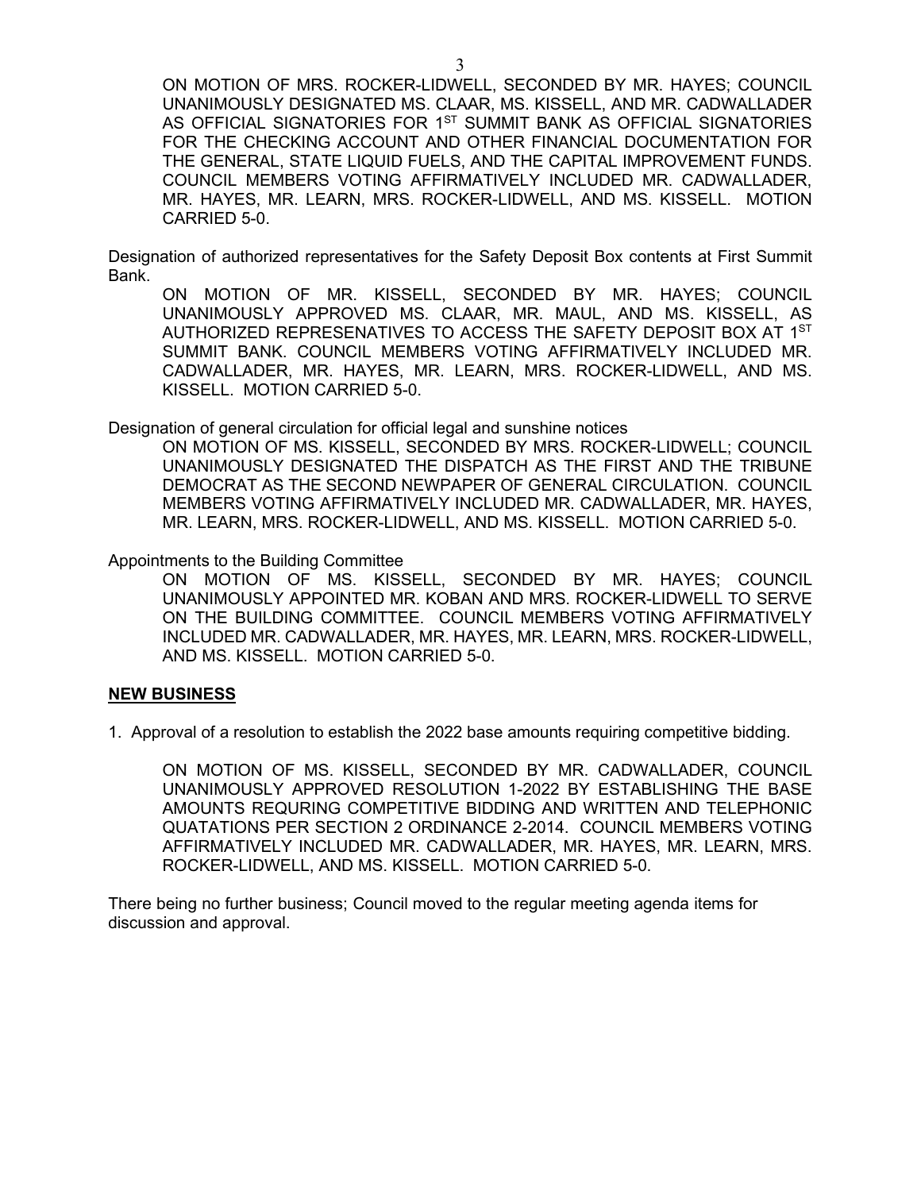ON MOTION OF MRS. ROCKER-LIDWELL, SECONDED BY MR. HAYES; COUNCIL UNANIMOUSLY DESIGNATED MS. CLAAR, MS. KISSELL, AND MR. CADWALLADER AS OFFICIAL SIGNATORIES FOR 1ST SUMMIT BANK AS OFFICIAL SIGNATORIES FOR THE CHECKING ACCOUNT AND OTHER FINANCIAL DOCUMENTATION FOR THE GENERAL, STATE LIQUID FUELS, AND THE CAPITAL IMPROVEMENT FUNDS. COUNCIL MEMBERS VOTING AFFIRMATIVELY INCLUDED MR. CADWALLADER, MR. HAYES, MR. LEARN, MRS. ROCKER-LIDWELL, AND MS. KISSELL. MOTION CARRIED 5-0.

Designation of authorized representatives for the Safety Deposit Box contents at First Summit Bank.

ON MOTION OF MR. KISSELL, SECONDED BY MR. HAYES; COUNCIL UNANIMOUSLY APPROVED MS. CLAAR, MR. MAUL, AND MS. KISSELL, AS AUTHORIZED REPRESENATIVES TO ACCESS THE SAFETY DEPOSIT BOX AT 1ST SUMMIT BANK. COUNCIL MEMBERS VOTING AFFIRMATIVELY INCLUDED MR. CADWALLADER, MR. HAYES, MR. LEARN, MRS. ROCKER-LIDWELL, AND MS. KISSELL. MOTION CARRIED 5-0.

Designation of general circulation for official legal and sunshine notices

ON MOTION OF MS. KISSELL, SECONDED BY MRS. ROCKER-LIDWELL; COUNCIL UNANIMOUSLY DESIGNATED THE DISPATCH AS THE FIRST AND THE TRIBUNE DEMOCRAT AS THE SECOND NEWPAPER OF GENERAL CIRCULATION. COUNCIL MEMBERS VOTING AFFIRMATIVELY INCLUDED MR. CADWALLADER, MR. HAYES, MR. LEARN, MRS. ROCKER-LIDWELL, AND MS. KISSELL. MOTION CARRIED 5-0.

Appointments to the Building Committee

ON MOTION OF MS. KISSELL, SECONDED BY MR. HAYES; COUNCIL UNANIMOUSLY APPOINTED MR. KOBAN AND MRS. ROCKER-LIDWELL TO SERVE ON THE BUILDING COMMITTEE. COUNCIL MEMBERS VOTING AFFIRMATIVELY INCLUDED MR. CADWALLADER, MR. HAYES, MR. LEARN, MRS. ROCKER-LIDWELL, AND MS. KISSELL. MOTION CARRIED 5-0.

**NEW BUSINESS**

1. Approval of a resolution to establish the 2022 base amounts requiring competitive bidding.

ON MOTION OF MS. KISSELL, SECONDED BY MR. CADWALLADER, COUNCIL UNANIMOUSLY APPROVED RESOLUTION 1-2022 BY ESTABLISHING THE BASE AMOUNTS REQURING COMPETITIVE BIDDING AND WRITTEN AND TELEPHONIC QUATATIONS PER SECTION 2 ORDINANCE 2-2014. COUNCIL MEMBERS VOTING AFFIRMATIVELY INCLUDED MR. CADWALLADER, MR. HAYES, MR. LEARN, MRS. ROCKER-LIDWELL, AND MS. KISSELL. MOTION CARRIED 5-0.

There being no further business; Council moved to the regular meeting agenda items for discussion and approval.